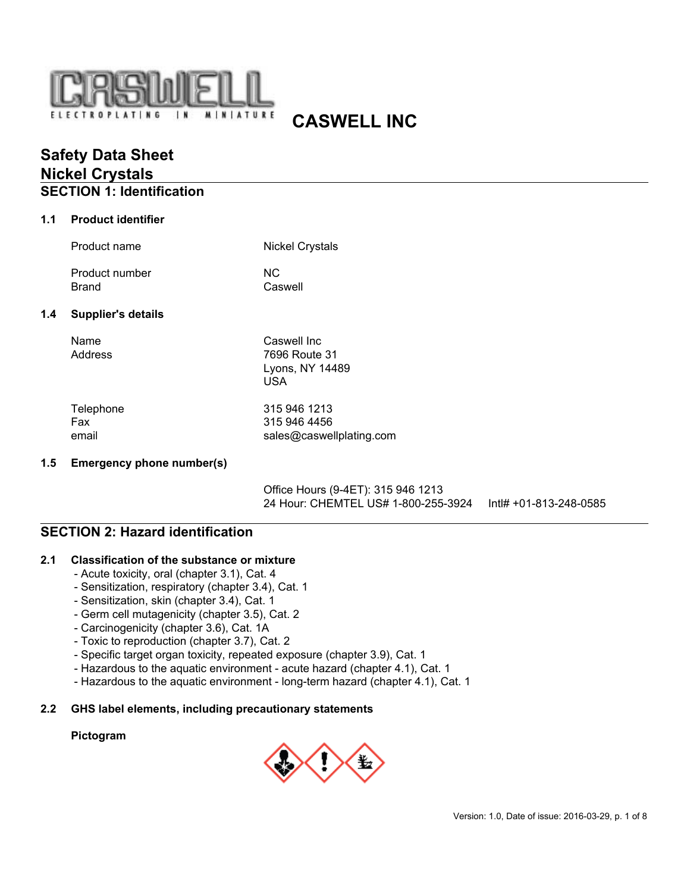CASWELL
ELECTROPLATING IN MINIATURE

# CASWELL INC

## Safety Data Sheet
## Nickel Crystals

## SECTION 1: Identification

### 1.1 Product identifier

| | |
|---|---|
| Product name | Nickel Crystals |
| Product number | NC |
| Brand | Caswell |

### 1.4 Supplier's details

| | |
|---|---|
| Name | Caswell Inc |
| Address | 7696 Route 31<br>Lyons, NY 14489<br>USA |
| Telephone | 315 946 1213 |
| Fax | 315 946 4456 |
| email | sales@caswellplating.com |

### 1.5 Emergency phone number(s)

Office Hours (9-4ET): 315 946 1213
24 Hour: CHEMTEL US# 1-800-255-3924 Intl# +01-813-248-0585

## SECTION 2: Hazard identification

### 2.1 Classification of the substance or mixture

- Acute toxicity, oral (chapter 3.1), Cat. 4
- Sensitization, respiratory (chapter 3.4), Cat. 1
- Sensitization, skin (chapter 3.4), Cat. 1
- Germ cell mutagenicity (chapter 3.5), Cat. 2
- Carcinogenicity (chapter 3.6), Cat. 1A
- Toxic to reproduction (chapter 3.7), Cat. 2
- Specific target organ toxicity, repeated exposure (chapter 3.9), Cat. 1
- Hazardous to the aquatic environment - acute hazard (chapter 4.1), Cat. 1
- Hazardous to the aquatic environment - long-term hazard (chapter 4.1), Cat. 1

### 2.2 GHS label elements, including precautionary statements

**Pictogram**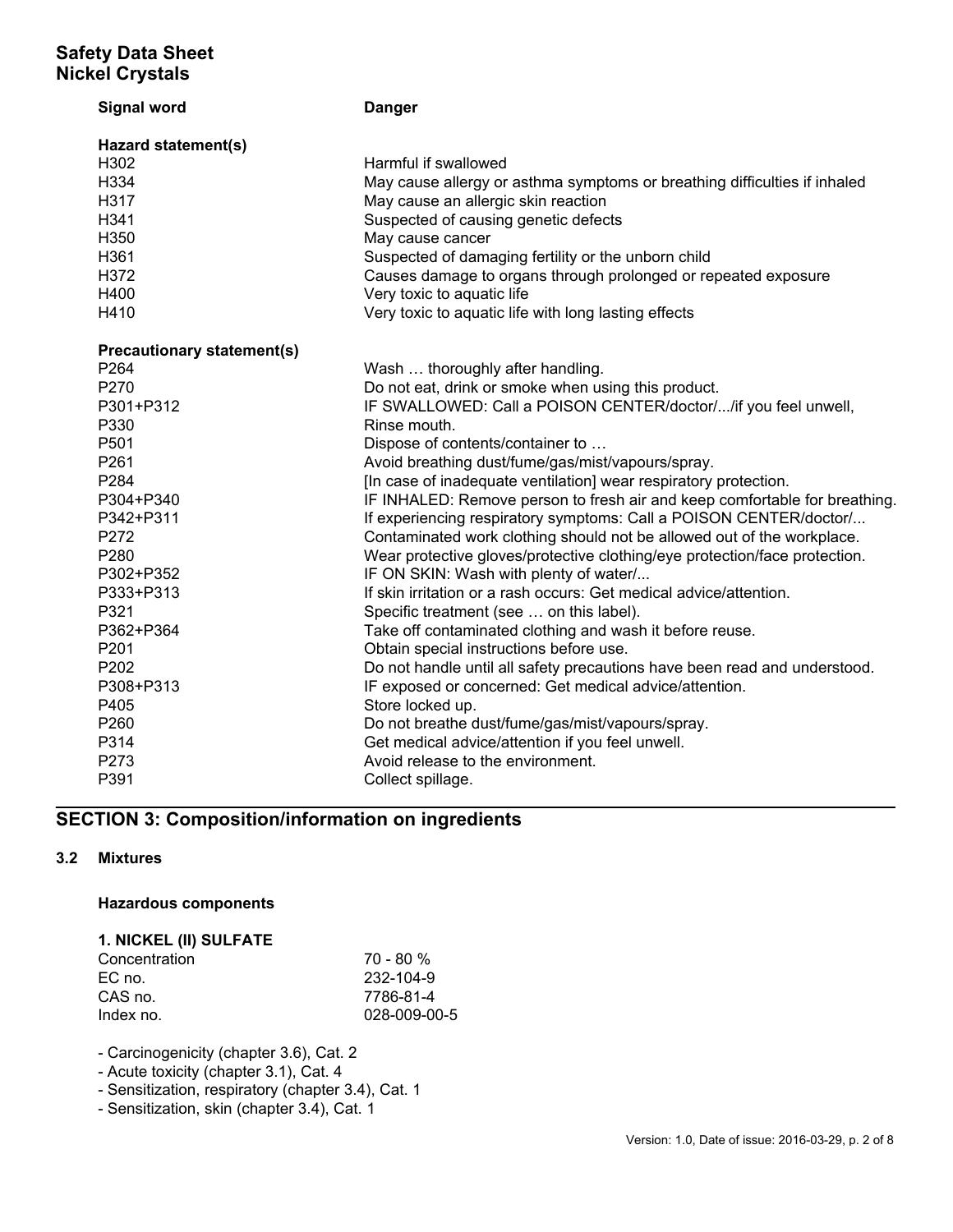**Signal word** Danger

**Hazard statement(s)**

| | |
|---|---|
| H302 | Harmful if swallowed |
| H334 | May cause allergy or asthma symptoms or breathing difficulties if inhaled |
| H317 | May cause an allergic skin reaction |
| H341 | Suspected of causing genetic defects |
| H350 | May cause cancer |
| H361 | Suspected of damaging fertility or the unborn child |
| H372 | Causes damage to organs through prolonged or repeated exposure |
| H400 | Very toxic to aquatic life |
| H410 | Very toxic to aquatic life with long lasting effects |

**Precautionary statement(s)**

| | |
|---|---|
| P264 | Wash … thoroughly after handling. |
| P270 | Do not eat, drink or smoke when using this product. |
| P301+P312 | IF SWALLOWED: Call a POISON CENTER/doctor/.../if you feel unwell, |
| P330 | Rinse mouth. |
| P501 | Dispose of contents/container to … |
| P261 | Avoid breathing dust/fume/gas/mist/vapours/spray. |
| P284 | [In case of inadequate ventilation] wear respiratory protection. |
| P304+P340 | IF INHALED: Remove person to fresh air and keep comfortable for breathing. |
| P342+P311 | If experiencing respiratory symptoms: Call a POISON CENTER/doctor/... |
| P272 | Contaminated work clothing should not be allowed out of the workplace. |
| P280 | Wear protective gloves/protective clothing/eye protection/face protection. |
| P302+P352 | IF ON SKIN: Wash with plenty of water/... |
| P333+P313 | If skin irritation or a rash occurs: Get medical advice/attention. |
| P321 | Specific treatment (see … on this label). |
| P362+P364 | Take off contaminated clothing and wash it before reuse. |
| P201 | Obtain special instructions before use. |
| P202 | Do not handle until all safety precautions have been read and understood. |
| P308+P313 | IF exposed or concerned: Get medical advice/attention. |
| P405 | Store locked up. |
| P260 | Do not breathe dust/fume/gas/mist/vapours/spray. |
| P314 | Get medical advice/attention if you feel unwell. |
| P273 | Avoid release to the environment. |
| P391 | Collect spillage. |

## SECTION 3: Composition/information on ingredients

### 3.2 Mixtures

**Hazardous components**

**1. NICKEL (II) SULFATE**

| | |
|---|---|
| Concentration | 70 - 80 % |
| EC no. | 232-104-9 |
| CAS no. | 7786-81-4 |
| Index no. | 028-009-00-5 |

- Carcinogenicity (chapter 3.6), Cat. 2
- Acute toxicity (chapter 3.1), Cat. 4
- Sensitization, respiratory (chapter 3.4), Cat. 1
- Sensitization, skin (chapter 3.4), Cat. 1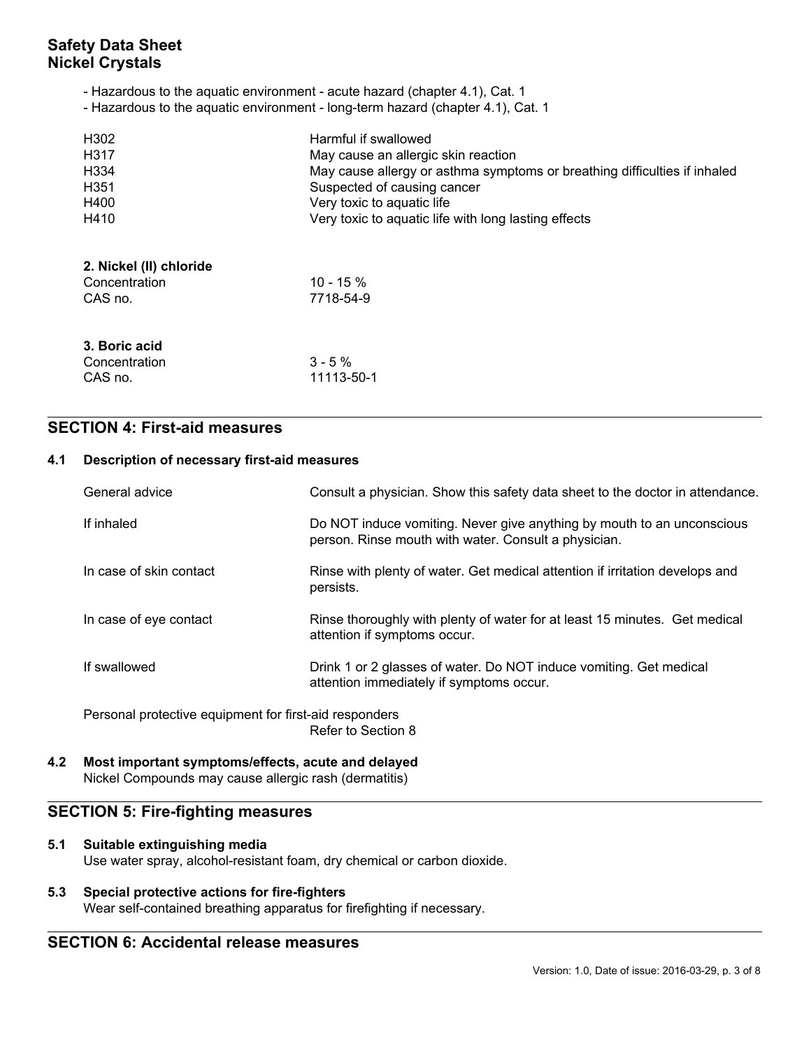- Hazardous to the aquatic environment - acute hazard (chapter 4.1), Cat. 1
- Hazardous to the aquatic environment - long-term hazard (chapter 4.1), Cat. 1

| | |
|---|---|
| H302 | Harmful if swallowed |
| H317 | May cause an allergic skin reaction |
| H334 | May cause allergy or asthma symptoms or breathing difficulties if inhaled |
| H351 | Suspected of causing cancer |
| H400 | Very toxic to aquatic life |
| H410 | Very toxic to aquatic life with long lasting effects |

**2. Nickel (II) chloride**

| | |
|---|---|
| Concentration | 10 - 15 % |
| CAS no. | 7718-54-9 |

**3. Boric acid**

| | |
|---|---|
| Concentration | 3 - 5 % |
| CAS no. | 11113-50-1 |

## SECTION 4: First-aid measures

### 4.1 Description of necessary first-aid measures

| | |
|---|---|
| General advice | Consult a physician. Show this safety data sheet to the doctor in attendance. |
| If inhaled | Do NOT induce vomiting. Never give anything by mouth to an unconscious person. Rinse mouth with water. Consult a physician. |
| In case of skin contact | Rinse with plenty of water. Get medical attention if irritation develops and persists. |
| In case of eye contact | Rinse thoroughly with plenty of water for at least 15 minutes. Get medical attention if symptoms occur. |
| If swallowed | Drink 1 or 2 glasses of water. Do NOT induce vomiting. Get medical attention immediately if symptoms occur. |

Personal protective equipment for first-aid responders
Refer to Section 8

### 4.2 Most important symptoms/effects, acute and delayed

Nickel Compounds may cause allergic rash (dermatitis)

## SECTION 5: Fire-fighting measures

### 5.1 Suitable extinguishing media

Use water spray, alcohol-resistant foam, dry chemical or carbon dioxide.

### 5.3 Special protective actions for fire-fighters

Wear self-contained breathing apparatus for firefighting if necessary.

## SECTION 6: Accidental release measures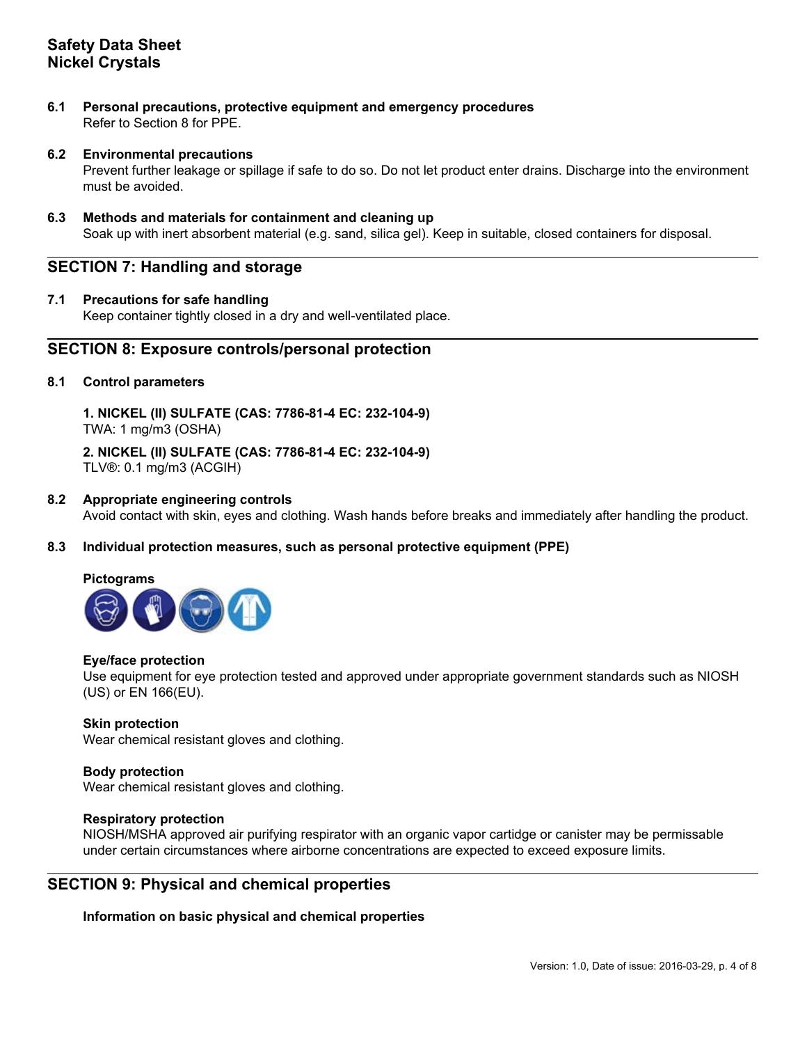6.1 **Personal precautions, protective equipment and emergency procedures**
Refer to Section 8 for PPE.

6.2 **Environmental precautions**
Prevent further leakage or spillage if safe to do so. Do not let product enter drains. Discharge into the environment must be avoided.

6.3 **Methods and materials for containment and cleaning up**
Soak up with inert absorbent material (e.g. sand, silica gel). Keep in suitable, closed containers for disposal.

## SECTION 7: Handling and storage

7.1 **Precautions for safe handling**
Keep container tightly closed in a dry and well-ventilated place.

## SECTION 8: Exposure controls/personal protection

8.1 **Control parameters**

**1. NICKEL (II) SULFATE (CAS: 7786-81-4 EC: 232-104-9)**
TWA: 1 mg/m3 (OSHA)

**2. NICKEL (II) SULFATE (CAS: 7786-81-4 EC: 232-104-9)**
TLV®: 0.1 mg/m3 (ACGIH)

8.2 **Appropriate engineering controls**
Avoid contact with skin, eyes and clothing. Wash hands before breaks and immediately after handling the product.

8.3 **Individual protection measures, such as personal protective equipment (PPE)**

**Pictograms**

**Eye/face protection**
Use equipment for eye protection tested and approved under appropriate government standards such as NIOSH (US) or EN 166(EU).

**Skin protection**
Wear chemical resistant gloves and clothing.

**Body protection**
Wear chemical resistant gloves and clothing.

**Respiratory protection**
NIOSH/MSHA approved air purifying respirator with an organic vapor cartidge or canister may be permissable under certain circumstances where airborne concentrations are expected to exceed exposure limits.

## SECTION 9: Physical and chemical properties

**Information on basic physical and chemical properties**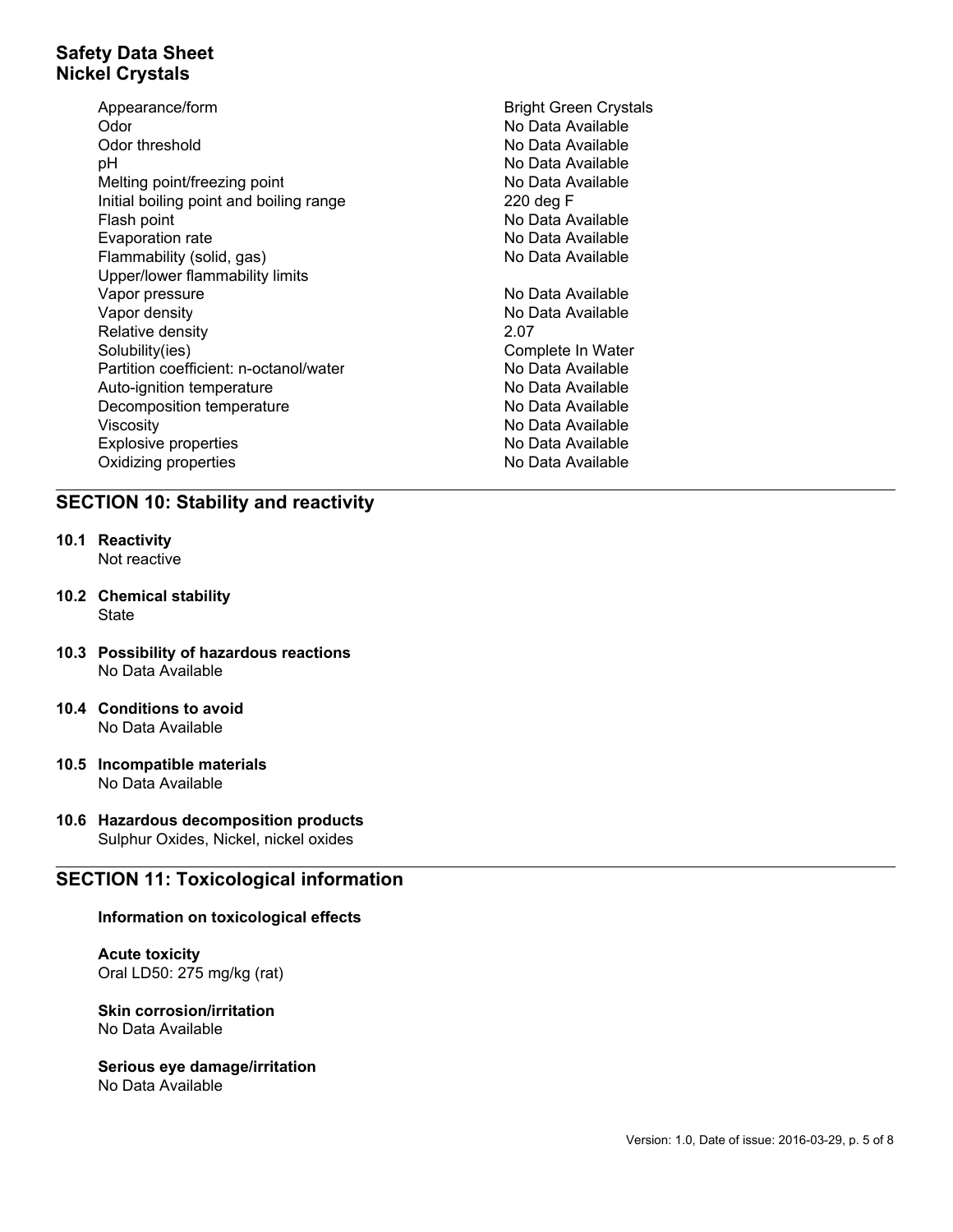| | |
|---|---|
| Appearance/form | Bright Green Crystals |
| Odor | No Data Available |
| Odor threshold | No Data Available |
| pH | No Data Available |
| Melting point/freezing point | No Data Available |
| Initial boiling point and boiling range | 220 deg F |
| Flash point | No Data Available |
| Evaporation rate | No Data Available |
| Flammability (solid, gas) | No Data Available |
| Upper/lower flammability limits | |
| Vapor pressure | No Data Available |
| Vapor density | No Data Available |
| Relative density | 2.07 |
| Solubility(ies) | Complete In Water |
| Partition coefficient: n-octanol/water | No Data Available |
| Auto-ignition temperature | No Data Available |
| Decomposition temperature | No Data Available |
| Viscosity | No Data Available |
| Explosive properties | No Data Available |
| Oxidizing properties | No Data Available |

## SECTION 10: Stability and reactivity

**10.1 Reactivity**
Not reactive

**10.2 Chemical stability**
State

**10.3 Possibility of hazardous reactions**
No Data Available

**10.4 Conditions to avoid**
No Data Available

**10.5 Incompatible materials**
No Data Available

**10.6 Hazardous decomposition products**
Sulphur Oxides, Nickel, nickel oxides

## SECTION 11: Toxicological information

**Information on toxicological effects**

**Acute toxicity**
Oral LD50: 275 mg/kg (rat)

**Skin corrosion/irritation**
No Data Available

**Serious eye damage/irritation**
No Data Available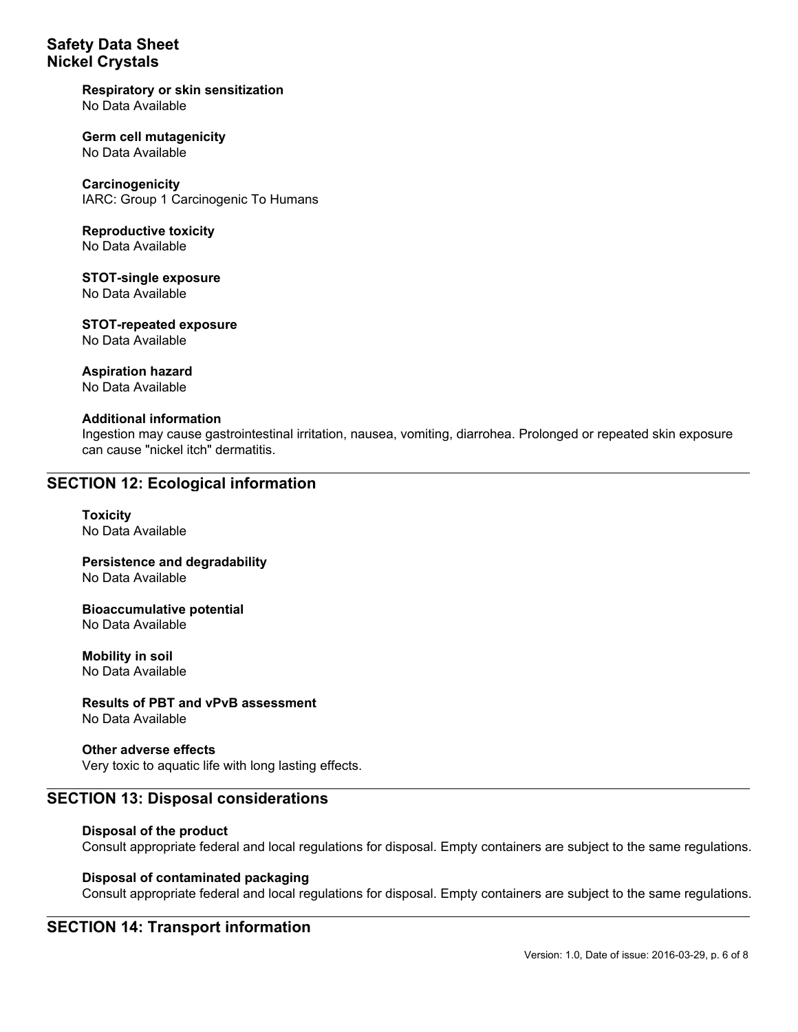**Respiratory or skin sensitization**
No Data Available

**Germ cell mutagenicity**
No Data Available

**Carcinogenicity**
IARC: Group 1 Carcinogenic To Humans

**Reproductive toxicity**
No Data Available

**STOT-single exposure**
No Data Available

**STOT-repeated exposure**
No Data Available

**Aspiration hazard**
No Data Available

**Additional information**
Ingestion may cause gastrointestinal irritation, nausea, vomiting, diarrohea. Prolonged or repeated skin exposure can cause "nickel itch" dermatitis.

## SECTION 12: Ecological information

**Toxicity**
No Data Available

**Persistence and degradability**
No Data Available

**Bioaccumulative potential**
No Data Available

**Mobility in soil**
No Data Available

**Results of PBT and vPvB assessment**
No Data Available

**Other adverse effects**
Very toxic to aquatic life with long lasting effects.

## SECTION 13: Disposal considerations

**Disposal of the product**
Consult appropriate federal and local regulations for disposal. Empty containers are subject to the same regulations.

**Disposal of contaminated packaging**
Consult appropriate federal and local regulations for disposal. Empty containers are subject to the same regulations.

## SECTION 14: Transport information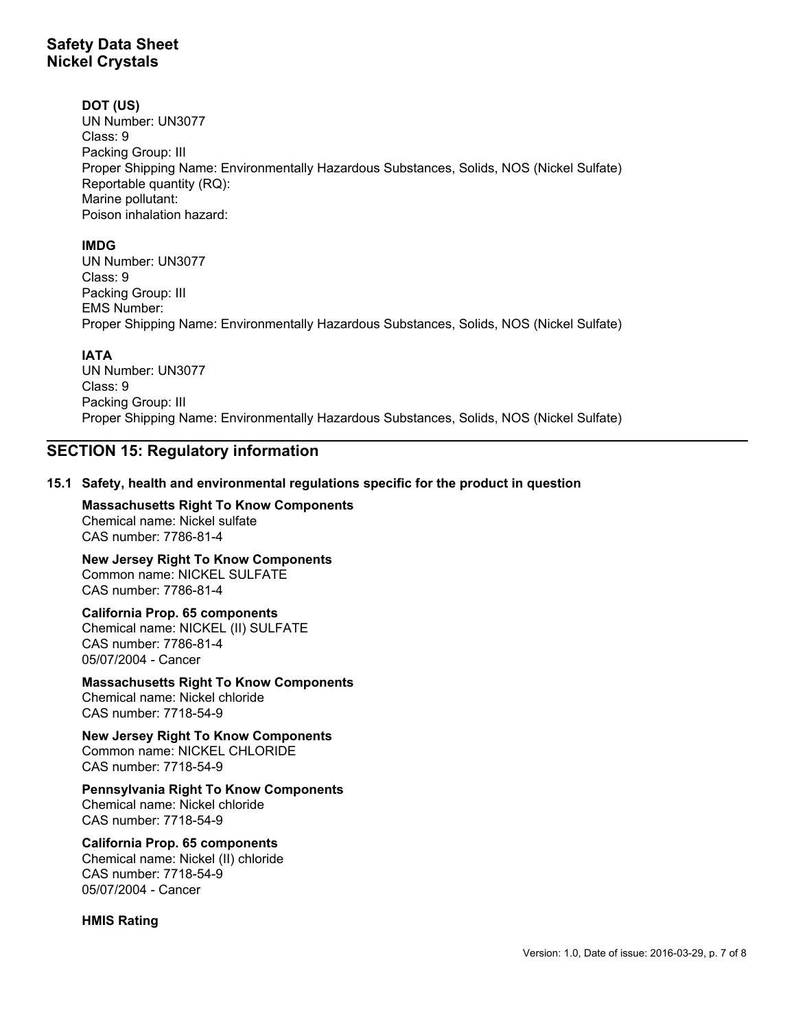**DOT (US)**

UN Number: UN3077
Class: 9
Packing Group: III
Proper Shipping Name: Environmentally Hazardous Substances, Solids, NOS (Nickel Sulfate)
Reportable quantity (RQ):
Marine pollutant:
Poison inhalation hazard:

**IMDG**

UN Number: UN3077
Class: 9
Packing Group: III
EMS Number:
Proper Shipping Name: Environmentally Hazardous Substances, Solids, NOS (Nickel Sulfate)

**IATA**

UN Number: UN3077
Class: 9
Packing Group: III
Proper Shipping Name: Environmentally Hazardous Substances, Solids, NOS (Nickel Sulfate)

## SECTION 15: Regulatory information

### 15.1 Safety, health and environmental regulations specific for the product in question

**Massachusetts Right To Know Components**
Chemical name: Nickel sulfate
CAS number: 7786-81-4

**New Jersey Right To Know Components**
Common name: NICKEL SULFATE
CAS number: 7786-81-4

**California Prop. 65 components**
Chemical name: NICKEL (II) SULFATE
CAS number: 7786-81-4
05/07/2004 - Cancer

**Massachusetts Right To Know Components**
Chemical name: Nickel chloride
CAS number: 7718-54-9

**New Jersey Right To Know Components**
Common name: NICKEL CHLORIDE
CAS number: 7718-54-9

**Pennsylvania Right To Know Components**
Chemical name: Nickel chloride
CAS number: 7718-54-9

**California Prop. 65 components**
Chemical name: Nickel (II) chloride
CAS number: 7718-54-9
05/07/2004 - Cancer

**HMIS Rating**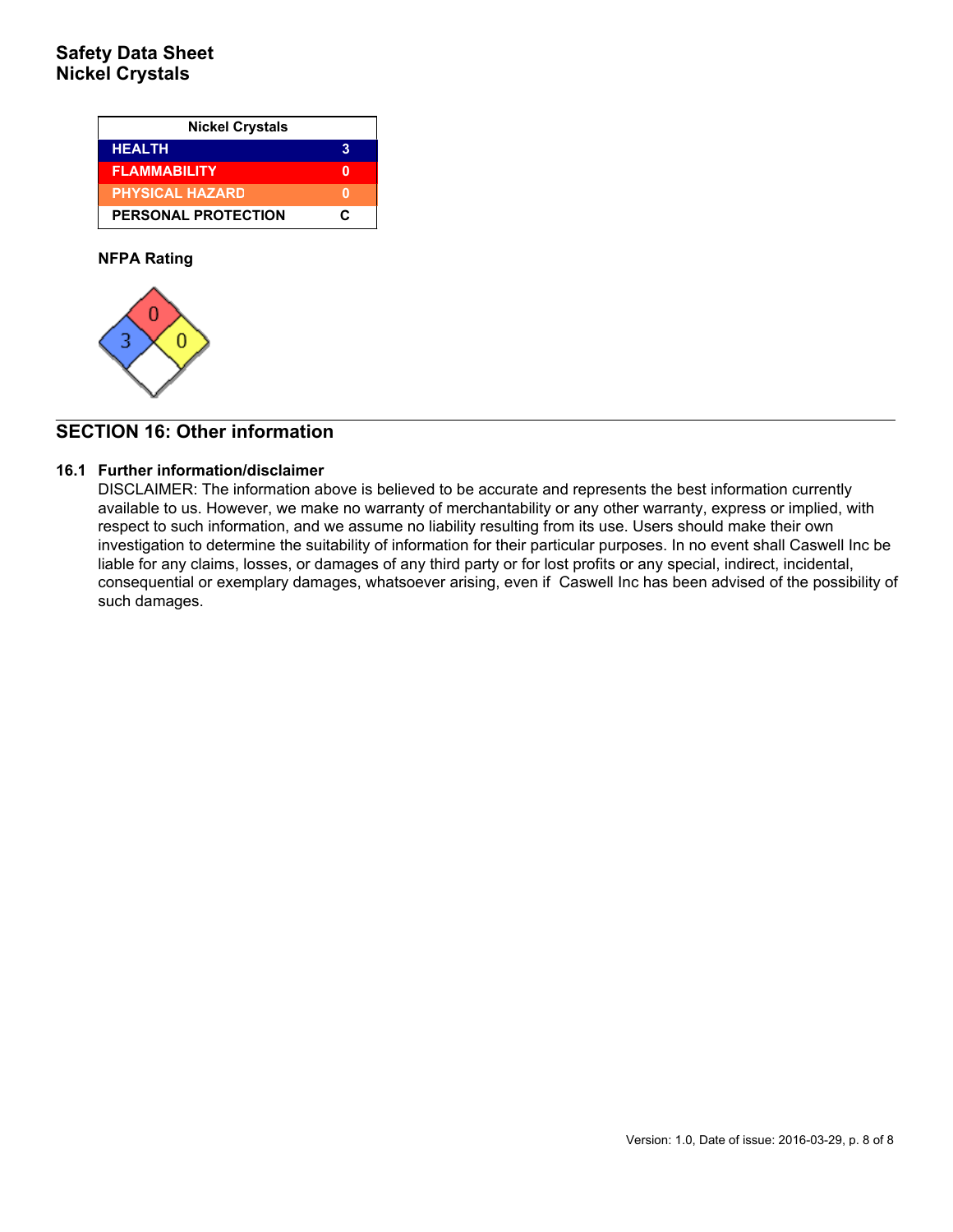# Safety Data Sheet
# Nickel Crystals

| Nickel Crystals | |
|---|---|
| HEALTH | 3 |
| FLAMMABILITY | 0 |
| PHYSICAL HAZARD | 0 |
| PERSONAL PROTECTION | C |

**NFPA Rating**

0

3 0

## SECTION 16: Other information

### 16.1 Further information/disclaimer

DISCLAIMER: The information above is believed to be accurate and represents the best information currently available to us. However, we make no warranty of merchantability or any other warranty, express or implied, with respect to such information, and we assume no liability resulting from its use. Users should make their own investigation to determine the suitability of information for their particular purposes. In no event shall Caswell Inc be liable for any claims, losses, or damages of any third party or for lost profits or any special, indirect, incidental, consequential or exemplary damages, whatsoever arising, even if Caswell Inc has been advised of the possibility of such damages.

Version: 1.0, Date of issue: 2016-03-29